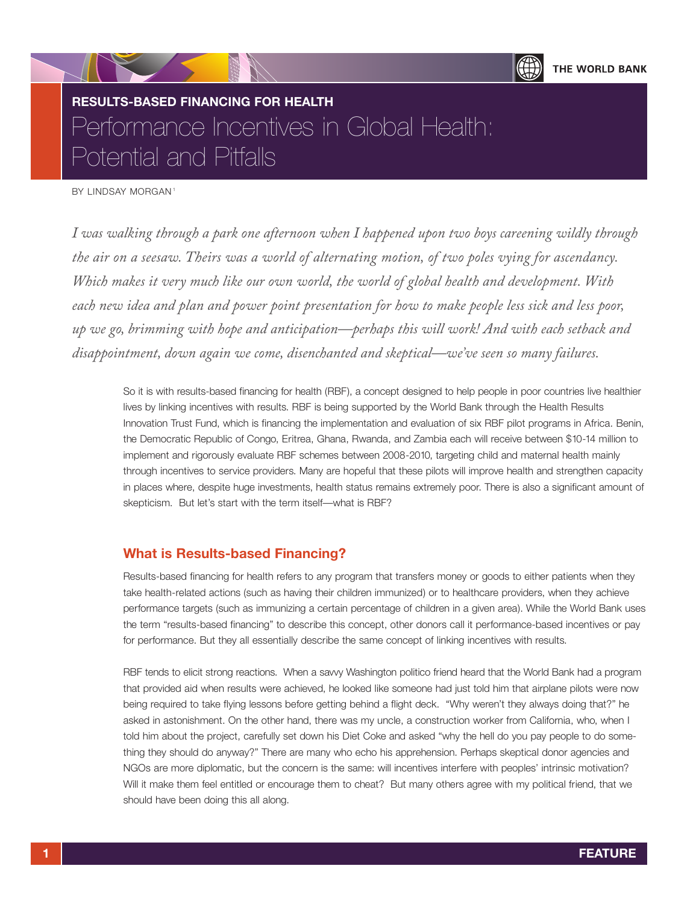# RESULTS-BASED FINANCING FOR HEALTH

## Performance Incentives in Global Health: Potential and Pitfalls

BY LINDSAY MORGAN[1]

*I was walking through a park one afternoon when I happened upon two boys careening wildly through the air on a seesaw. Theirs was a world of alternating motion, of two poles vying for ascendancy. Which makes it very much like our own world, the world of global health and development. With each new idea and plan and power point presentation for how to make people less sick and less poor, up we go, brimming with hope and anticipation—perhaps this will work! And with each setback and disappointment, down again we come, disenchanted and skeptical—we've seen so many failures.*

So it is with results-based financing for health (RBF), a concept designed to help people in poor countries live healthier lives by linking incentives with results. RBF is being supported by the World Bank through the Health Results Innovation Trust Fund, which is financing the implementation and evaluation of six RBF pilot programs in Africa. Benin, the Democratic Republic of Congo, Eritrea, Ghana, Rwanda, and Zambia each will receive between $10-14 million to implement and rigorously evaluate RBF schemes between 2008-2010, targeting child and maternal health mainly through incentives to service providers. Many are hopeful that these pilots will improve health and strengthen capacity in places where, despite huge investments, health status remains extremely poor. There is also a significant amount of skepticism. But let's start with the term itself—what is RBF?

### What is Results-based Financing?

Results-based financing for health refers to any program that transfers money or goods to either patients when they take health-related actions (such as having their children immunized) or to healthcare providers, when they achieve performance targets (such as immunizing a certain percentage of children in a given area). While the World Bank uses the term "results-based financing" to describe this concept, other donors call it performance-based incentives or pay for performance. But they all essentially describe the same concept of linking incentives with results.

RBF tends to elicit strong reactions. When a savvy Washington politico friend heard that the World Bank had a program that provided aid when results were achieved, he looked like someone had just told him that airplane pilots were now being required to take flying lessons before getting behind a flight deck. "Why weren't they always doing that?" he asked in astonishment. On the other hand, there was my uncle, a construction worker from California, who, when I told him about the project, carefully set down his Diet Coke and asked "why the hell do you pay people to do something they should do anyway?" There are many who echo his apprehension. Perhaps skeptical donor agencies and NGOs are more diplomatic, but the concern is the same: will incentives interfere with peoples' intrinsic motivation? Will it make them feel entitled or encourage them to cheat? But many others agree with my political friend, that we should have been doing this all along.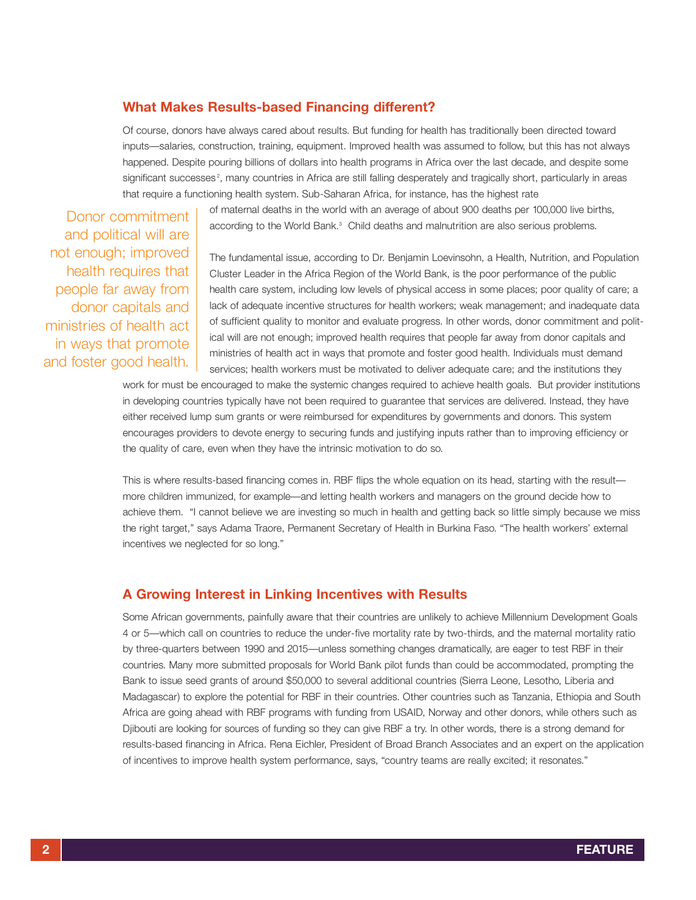## What Makes Results-based Financing different?

Of course, donors have always cared about results. But funding for health has traditionally been directed toward inputs—salaries, construction, training, equipment. Improved health was assumed to follow, but this has not always happened. Despite pouring billions of dollars into health programs in Africa over the last decade, and despite some significant successes[2], many countries in Africa are still falling desperately and tragically short, particularly in areas that require a functioning health system. Sub-Saharan Africa, for instance, has the highest rate of maternal deaths in the world with an average of about 900 deaths per 100,000 live births, according to the World Bank.[3] Child deaths and malnutrition are also serious problems.

> Donor commitment and political will are not enough; improved health requires that people far away from donor capitals and ministries of health act in ways that promote and foster good health.

The fundamental issue, according to Dr. Benjamin Loevinsohn, a Health, Nutrition, and Population Cluster Leader in the Africa Region of the World Bank, is the poor performance of the public health care system, including low levels of physical access in some places; poor quality of care; a lack of adequate incentive structures for health workers; weak management; and inadequate data of sufficient quality to monitor and evaluate progress. In other words, donor commitment and political will are not enough; improved health requires that people far away from donor capitals and ministries of health act in ways that promote and foster good health. Individuals must demand services; health workers must be motivated to deliver adequate care; and the institutions they work for must be encouraged to make the systemic changes required to achieve health goals. But provider institutions in developing countries typically have not been required to guarantee that services are delivered. Instead, they have either received lump sum grants or were reimbursed for expenditures by governments and donors. This system encourages providers to devote energy to securing funds and justifying inputs rather than to improving efficiency or the quality of care, even when they have the intrinsic motivation to do so.

This is where results-based financing comes in. RBF flips the whole equation on its head, starting with the result—more children immunized, for example—and letting health workers and managers on the ground decide how to achieve them. "I cannot believe we are investing so much in health and getting back so little simply because we miss the right target," says Adama Traore, Permanent Secretary of Health in Burkina Faso. "The health workers' external incentives we neglected for so long."

## A Growing Interest in Linking Incentives with Results

Some African governments, painfully aware that their countries are unlikely to achieve Millennium Development Goals 4 or 5—which call on countries to reduce the under-five mortality rate by two-thirds, and the maternal mortality ratio by three-quarters between 1990 and 2015—unless something changes dramatically, are eager to test RBF in their countries. Many more submitted proposals for World Bank pilot funds than could be accommodated, prompting the Bank to issue seed grants of around $50,000 to several additional countries (Sierra Leone, Lesotho, Liberia and Madagascar) to explore the potential for RBF in their countries. Other countries such as Tanzania, Ethiopia and South Africa are going ahead with RBF programs with funding from USAID, Norway and other donors, while others such as Djibouti are looking for sources of funding so they can give RBF a try. In other words, there is a strong demand for results-based financing in Africa. Rena Eichler, President of Broad Branch Associates and an expert on the application of incentives to improve health system performance, says, "country teams are really excited; it resonates."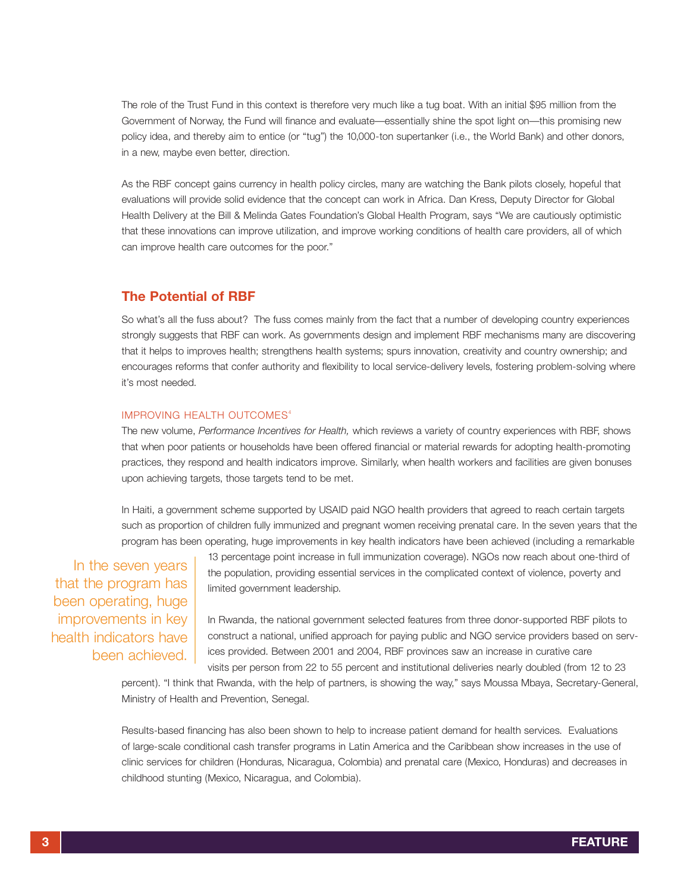The role of the Trust Fund in this context is therefore very much like a tug boat. With an initial $95 million from the Government of Norway, the Fund will finance and evaluate—essentially shine the spot light on—this promising new policy idea, and thereby aim to entice (or "tug") the 10,000-ton supertanker (i.e., the World Bank) and other donors, in a new, maybe even better, direction.

As the RBF concept gains currency in health policy circles, many are watching the Bank pilots closely, hopeful that evaluations will provide solid evidence that the concept can work in Africa. Dan Kress, Deputy Director for Global Health Delivery at the Bill & Melinda Gates Foundation's Global Health Program, says "We are cautiously optimistic that these innovations can improve utilization, and improve working conditions of health care providers, all of which can improve health care outcomes for the poor."

## The Potential of RBF

So what's all the fuss about? The fuss comes mainly from the fact that a number of developing country experiences strongly suggests that RBF can work. As governments design and implement RBF mechanisms many are discovering that it helps to improves health; strengthens health systems; spurs innovation, creativity and country ownership; and encourages reforms that confer authority and flexibility to local service-delivery levels, fostering problem-solving where it's most needed.

### IMPROVING HEALTH OUTCOMES[4]

The new volume, *Performance Incentives for Health,* which reviews a variety of country experiences with RBF, shows that when poor patients or households have been offered financial or material rewards for adopting health-promoting practices, they respond and health indicators improve. Similarly, when health workers and facilities are given bonuses upon achieving targets, those targets tend to be met.

In Haiti, a government scheme supported by USAID paid NGO health providers that agreed to reach certain targets such as proportion of children fully immunized and pregnant women receiving prenatal care. In the seven years that the program has been operating, huge improvements in key health indicators have been achieved (including a remarkable 13 percentage point increase in full immunization coverage). NGOs now reach about one-third of the population, providing essential services in the complicated context of violence, poverty and limited government leadership.

> In the seven years that the program has been operating, huge improvements in key health indicators have been achieved.

In Rwanda, the national government selected features from three donor-supported RBF pilots to construct a national, unified approach for paying public and NGO service providers based on services provided. Between 2001 and 2004, RBF provinces saw an increase in curative care visits per person from 22 to 55 percent and institutional deliveries nearly doubled (from 12 to 23 percent). "I think that Rwanda, with the help of partners, is showing the way," says Moussa Mbaya, Secretary-General, Ministry of Health and Prevention, Senegal.

Results-based financing has also been shown to help to increase patient demand for health services. Evaluations of large-scale conditional cash transfer programs in Latin America and the Caribbean show increases in the use of clinic services for children (Honduras, Nicaragua, Colombia) and prenatal care (Mexico, Honduras) and decreases in childhood stunting (Mexico, Nicaragua, and Colombia).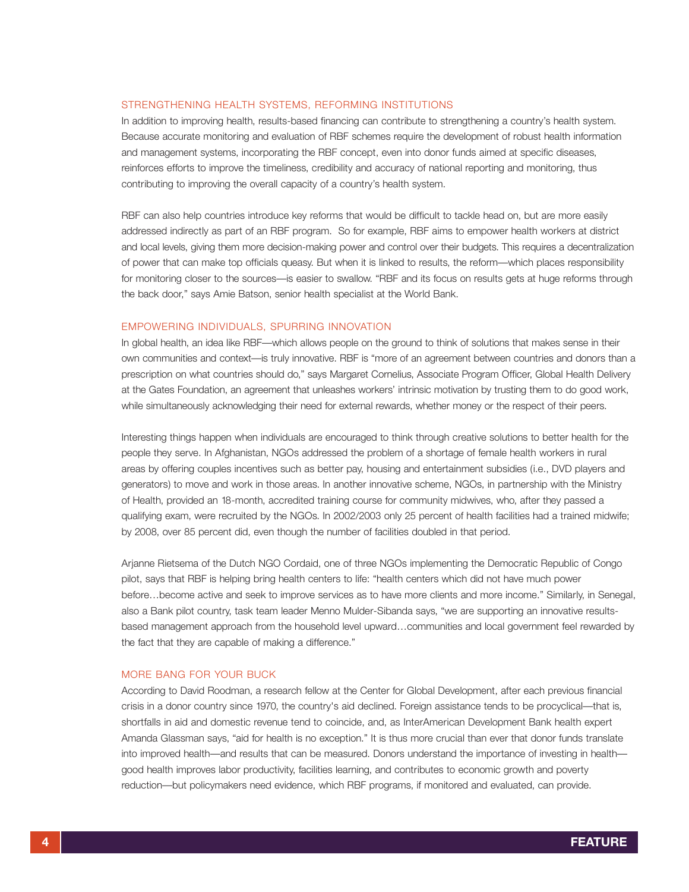## STRENGTHENING HEALTH SYSTEMS, REFORMING INSTITUTIONS

In addition to improving health, results-based financing can contribute to strengthening a country's health system. Because accurate monitoring and evaluation of RBF schemes require the development of robust health information and management systems, incorporating the RBF concept, even into donor funds aimed at specific diseases, reinforces efforts to improve the timeliness, credibility and accuracy of national reporting and monitoring, thus contributing to improving the overall capacity of a country's health system.

RBF can also help countries introduce key reforms that would be difficult to tackle head on, but are more easily addressed indirectly as part of an RBF program. So for example, RBF aims to empower health workers at district and local levels, giving them more decision-making power and control over their budgets. This requires a decentralization of power that can make top officials queasy. But when it is linked to results, the reform—which places responsibility for monitoring closer to the sources—is easier to swallow. "RBF and its focus on results gets at huge reforms through the back door," says Amie Batson, senior health specialist at the World Bank.

## EMPOWERING INDIVIDUALS, SPURRING INNOVATION

In global health, an idea like RBF—which allows people on the ground to think of solutions that makes sense in their own communities and context—is truly innovative. RBF is "more of an agreement between countries and donors than a prescription on what countries should do," says Margaret Cornelius, Associate Program Officer, Global Health Delivery at the Gates Foundation, an agreement that unleashes workers' intrinsic motivation by trusting them to do good work, while simultaneously acknowledging their need for external rewards, whether money or the respect of their peers.

Interesting things happen when individuals are encouraged to think through creative solutions to better health for the people they serve. In Afghanistan, NGOs addressed the problem of a shortage of female health workers in rural areas by offering couples incentives such as better pay, housing and entertainment subsidies (i.e., DVD players and generators) to move and work in those areas. In another innovative scheme, NGOs, in partnership with the Ministry of Health, provided an 18-month, accredited training course for community midwives, who, after they passed a qualifying exam, were recruited by the NGOs. In 2002/2003 only 25 percent of health facilities had a trained midwife; by 2008, over 85 percent did, even though the number of facilities doubled in that period.

Arjanne Rietsema of the Dutch NGO Cordaid, one of three NGOs implementing the Democratic Republic of Congo pilot, says that RBF is helping bring health centers to life: "health centers which did not have much power before…become active and seek to improve services as to have more clients and more income." Similarly, in Senegal, also a Bank pilot country, task team leader Menno Mulder-Sibanda says, "we are supporting an innovative results-based management approach from the household level upward…communities and local government feel rewarded by the fact that they are capable of making a difference."

## MORE BANG FOR YOUR BUCK

According to David Roodman, a research fellow at the Center for Global Development, after each previous financial crisis in a donor country since 1970, the country's aid declined. Foreign assistance tends to be procyclical—that is, shortfalls in aid and domestic revenue tend to coincide, and, as InterAmerican Development Bank health expert Amanda Glassman says, "aid for health is no exception." It is thus more crucial than ever that donor funds translate into improved health—and results that can be measured. Donors understand the importance of investing in health—good health improves labor productivity, facilities learning, and contributes to economic growth and poverty reduction—but policymakers need evidence, which RBF programs, if monitored and evaluated, can provide.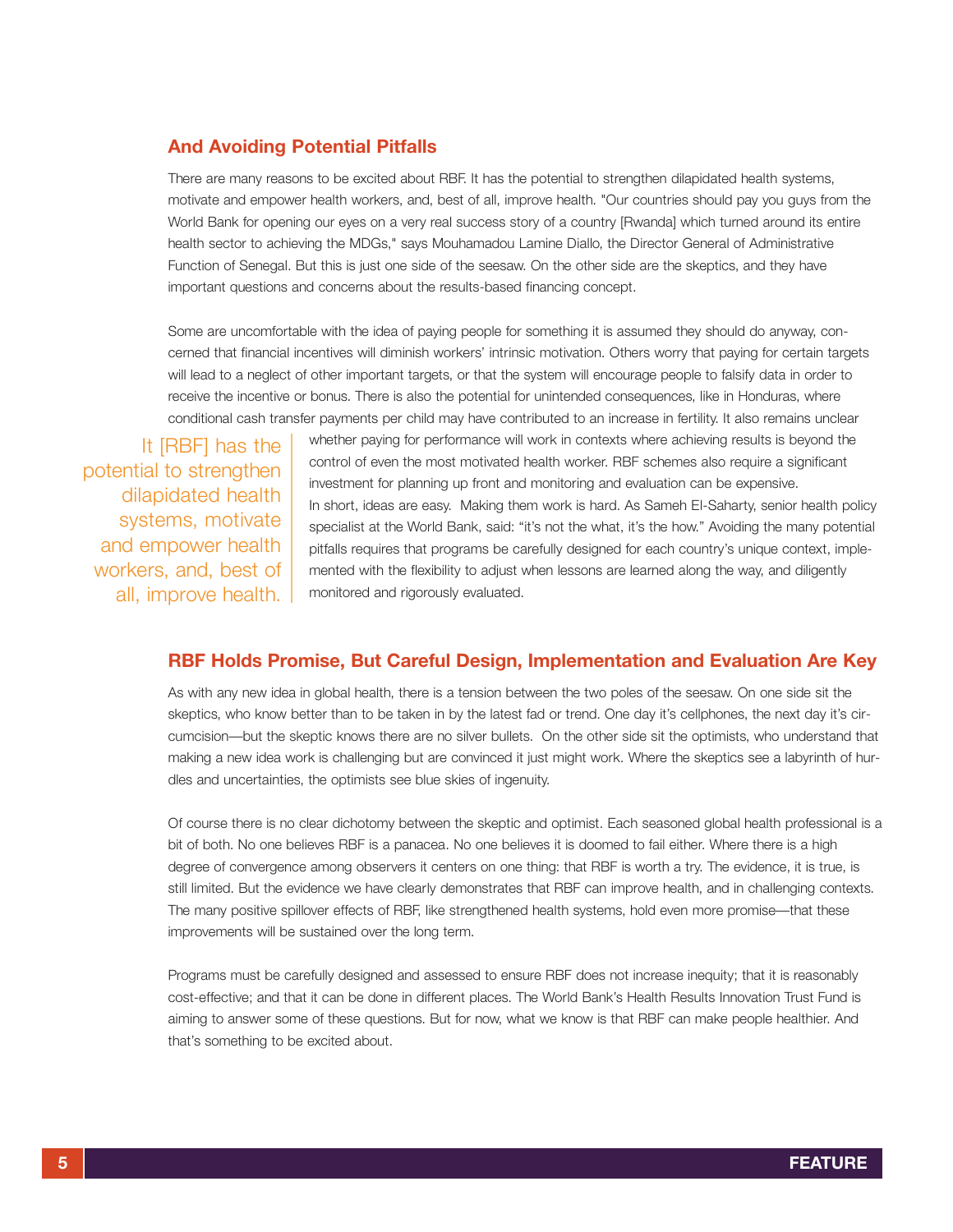## And Avoiding Potential Pitfalls

There are many reasons to be excited about RBF. It has the potential to strengthen dilapidated health systems, motivate and empower health workers, and, best of all, improve health. "Our countries should pay you guys from the World Bank for opening our eyes on a very real success story of a country [Rwanda] which turned around its entire health sector to achieving the MDGs," says Mouhamadou Lamine Diallo, the Director General of Administrative Function of Senegal. But this is just one side of the seesaw. On the other side are the skeptics, and they have important questions and concerns about the results-based financing concept.

Some are uncomfortable with the idea of paying people for something it is assumed they should do anyway, concerned that financial incentives will diminish workers' intrinsic motivation. Others worry that paying for certain targets will lead to a neglect of other important targets, or that the system will encourage people to falsify data in order to receive the incentive or bonus. There is also the potential for unintended consequences, like in Honduras, where conditional cash transfer payments per child may have contributed to an increase in fertility. It also remains unclear whether paying for performance will work in contexts where achieving results is beyond the control of even the most motivated health worker. RBF schemes also require a significant investment for planning up front and monitoring and evaluation can be expensive.

> It [RBF] has the potential to strengthen dilapidated health systems, motivate and empower health workers, and, best of all, improve health.

In short, ideas are easy. Making them work is hard. As Sameh El-Saharty, senior health policy specialist at the World Bank, said: "it's not the what, it's the how." Avoiding the many potential pitfalls requires that programs be carefully designed for each country's unique context, implemented with the flexibility to adjust when lessons are learned along the way, and diligently monitored and rigorously evaluated.

## RBF Holds Promise, But Careful Design, Implementation and Evaluation Are Key

As with any new idea in global health, there is a tension between the two poles of the seesaw. On one side sit the skeptics, who know better than to be taken in by the latest fad or trend. One day it's cellphones, the next day it's circumcision—but the skeptic knows there are no silver bullets. On the other side sit the optimists, who understand that making a new idea work is challenging but are convinced it just might work. Where the skeptics see a labyrinth of hurdles and uncertainties, the optimists see blue skies of ingenuity.

Of course there is no clear dichotomy between the skeptic and optimist. Each seasoned global health professional is a bit of both. No one believes RBF is a panacea. No one believes it is doomed to fail either. Where there is a high degree of convergence among observers it centers on one thing: that RBF is worth a try. The evidence, it is true, is still limited. But the evidence we have clearly demonstrates that RBF can improve health, and in challenging contexts. The many positive spillover effects of RBF, like strengthened health systems, hold even more promise—that these improvements will be sustained over the long term.

Programs must be carefully designed and assessed to ensure RBF does not increase inequity; that it is reasonably cost-effective; and that it can be done in different places. The World Bank's Health Results Innovation Trust Fund is aiming to answer some of these questions. But for now, what we know is that RBF can make people healthier. And that's something to be excited about.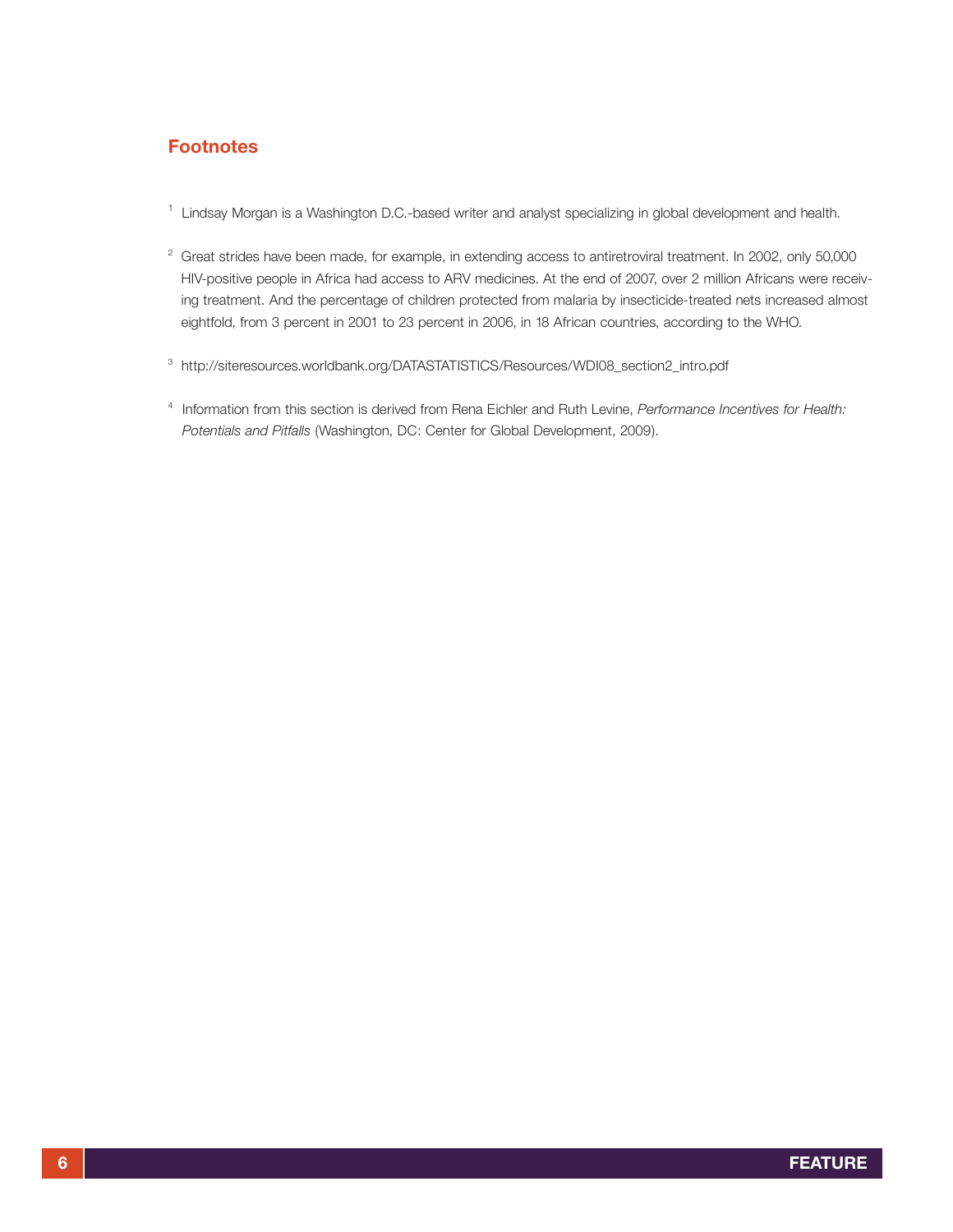## Footnotes

[1] Lindsay Morgan is a Washington D.C.-based writer and analyst specializing in global development and health.

[2] Great strides have been made, for example, in extending access to antiretroviral treatment. In 2002, only 50,000 HIV-positive people in Africa had access to ARV medicines. At the end of 2007, over 2 million Africans were receiving treatment. And the percentage of children protected from malaria by insecticide-treated nets increased almost eightfold, from 3 percent in 2001 to 23 percent in 2006, in 18 African countries, according to the WHO.

[3] http://siteresources.worldbank.org/DATASTATISTICS/Resources/WDI08_section2_intro.pdf

[4] Information from this section is derived from Rena Eichler and Ruth Levine, *Performance Incentives for Health: Potentials and Pitfalls* (Washington, DC: Center for Global Development, 2009).